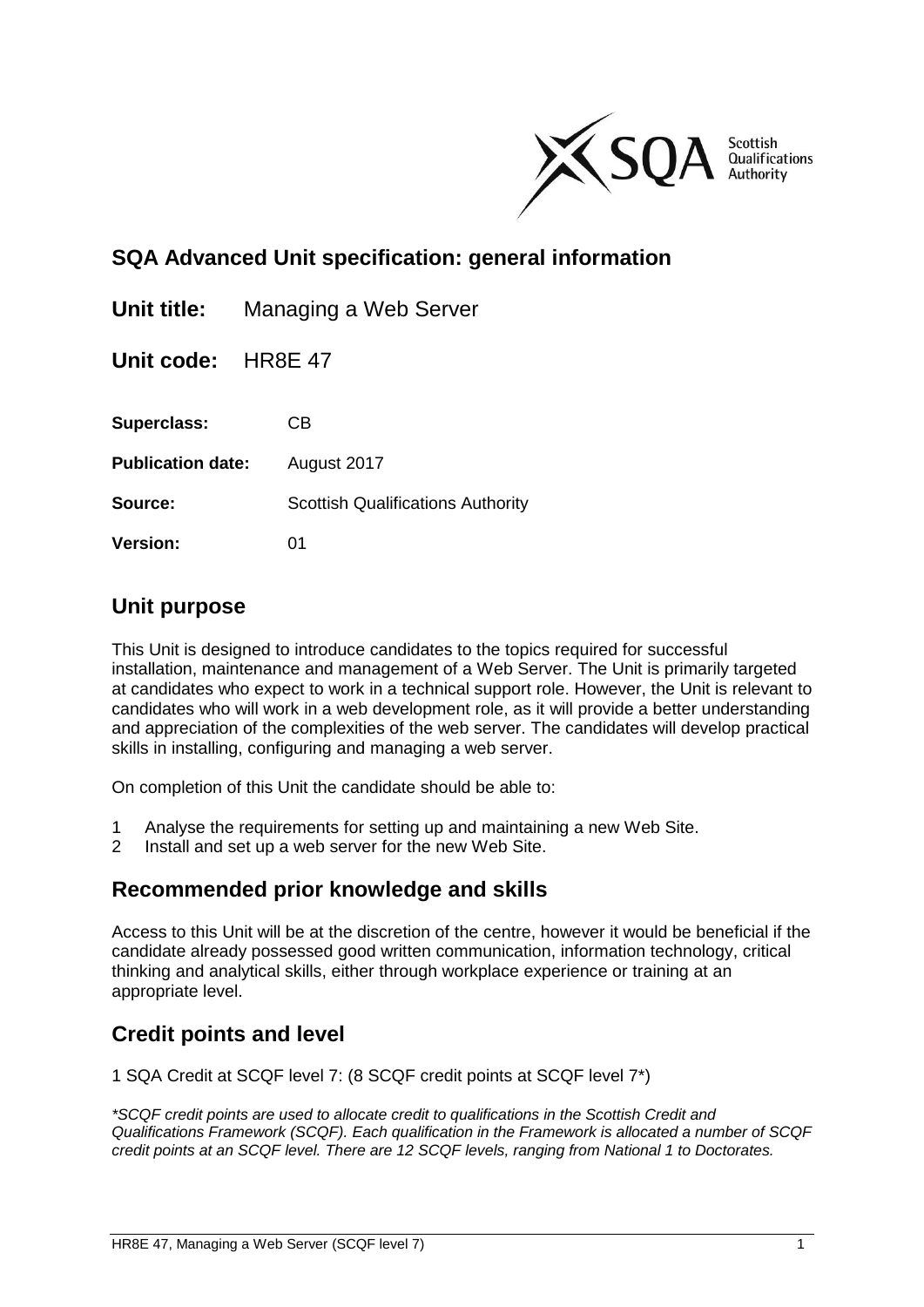## SQA Advanced Unit specification: general information

**Unit title:** Managing a Web Server

**Unit code:** HR8E 47

**Superclass:** CB

**Publication date:** August 2017

**Source:** Scottish Qualifications Authority

**Version:** 01

## Unit purpose

This Unit is designed to introduce candidates to the topics required for successful installation, maintenance and management of a Web Server. The Unit is primarily targeted at candidates who expect to work in a technical support role. However, the Unit is relevant to candidates who will work in a web development role, as it will provide a better understanding and appreciation of the complexities of the web server. The candidates will develop practical skills in installing, configuring and managing a web server.

On completion of this Unit the candidate should be able to:

1 Analyse the requirements for setting up and maintaining a new Web Site.
2 Install and set up a web server for the new Web Site.

## Recommended prior knowledge and skills

Access to this Unit will be at the discretion of the centre, however it would be beneficial if the candidate already possessed good written communication, information technology, critical thinking and analytical skills, either through workplace experience or training at an appropriate level.

## Credit points and level

1 SQA Credit at SCQF level 7: (8 SCQF credit points at SCQF level 7*)

*\*SCQF credit points are used to allocate credit to qualifications in the Scottish Credit and Qualifications Framework (SCQF). Each qualification in the Framework is allocated a number of SCQF credit points at an SCQF level. There are 12 SCQF levels, ranging from National 1 to Doctorates.*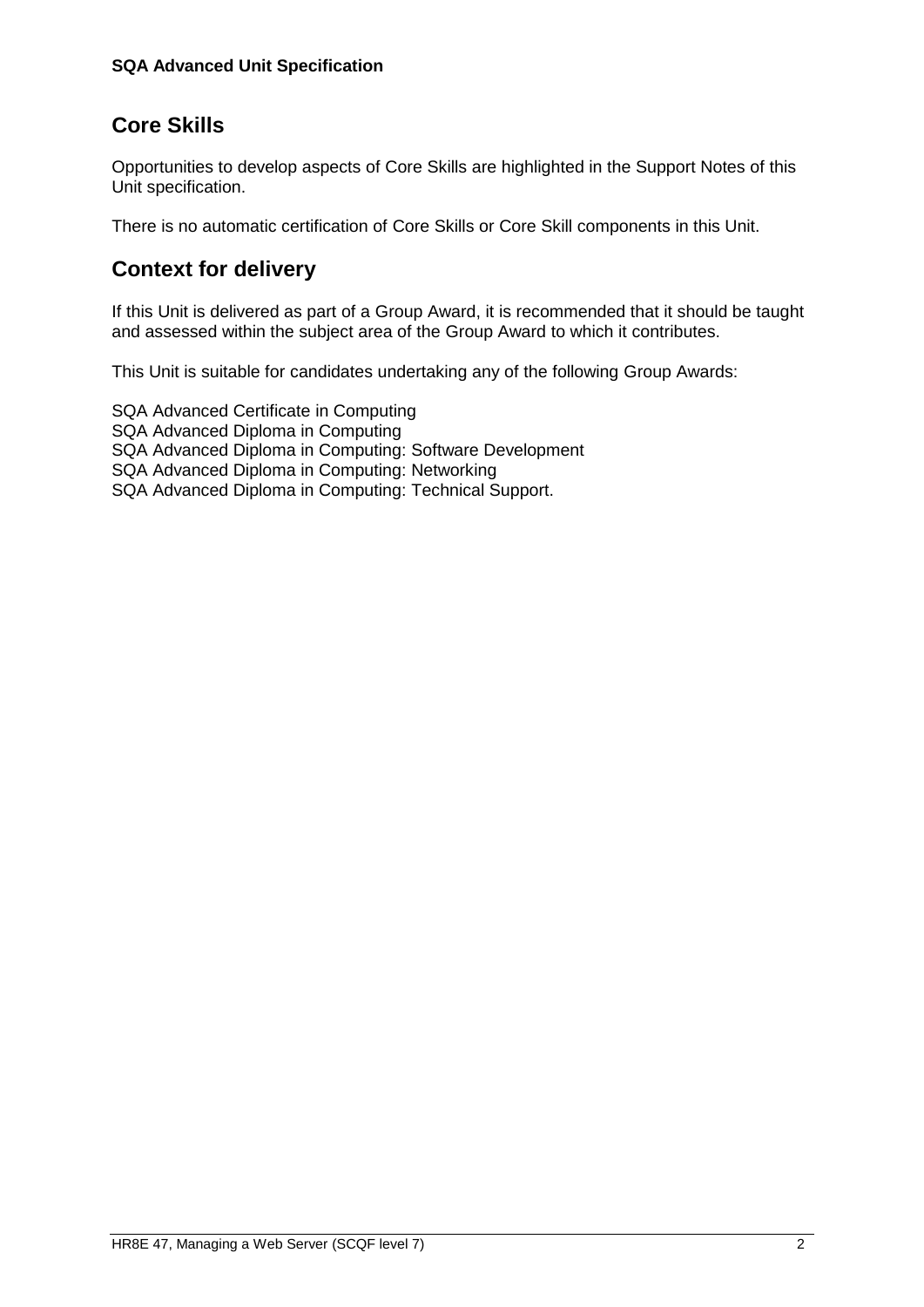## Core Skills

Opportunities to develop aspects of Core Skills are highlighted in the Support Notes of this Unit specification.

There is no automatic certification of Core Skills or Core Skill components in this Unit.

## Context for delivery

If this Unit is delivered as part of a Group Award, it is recommended that it should be taught and assessed within the subject area of the Group Award to which it contributes.

This Unit is suitable for candidates undertaking any of the following Group Awards:

SQA Advanced Certificate in Computing
SQA Advanced Diploma in Computing
SQA Advanced Diploma in Computing: Software Development
SQA Advanced Diploma in Computing: Networking
SQA Advanced Diploma in Computing: Technical Support.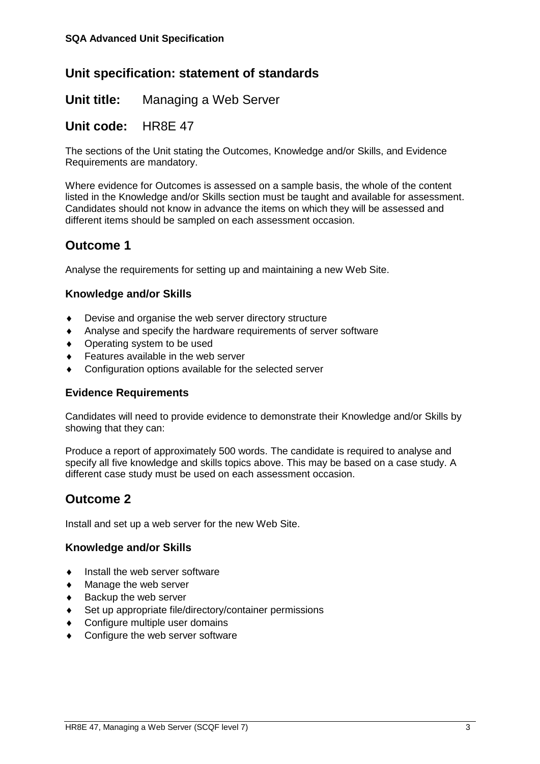## Unit specification: statement of standards

**Unit title:** Managing a Web Server

**Unit code:** HR8E 47

The sections of the Unit stating the Outcomes, Knowledge and/or Skills, and Evidence Requirements are mandatory.

Where evidence for Outcomes is assessed on a sample basis, the whole of the content listed in the Knowledge and/or Skills section must be taught and available for assessment. Candidates should not know in advance the items on which they will be assessed and different items should be sampled on each assessment occasion.

## Outcome 1

Analyse the requirements for setting up and maintaining a new Web Site.

### Knowledge and/or Skills

- Devise and organise the web server directory structure
- Analyse and specify the hardware requirements of server software
- Operating system to be used
- Features available in the web server
- Configuration options available for the selected server

### Evidence Requirements

Candidates will need to provide evidence to demonstrate their Knowledge and/or Skills by showing that they can:

Produce a report of approximately 500 words. The candidate is required to analyse and specify all five knowledge and skills topics above. This may be based on a case study. A different case study must be used on each assessment occasion.

## Outcome 2

Install and set up a web server for the new Web Site.

### Knowledge and/or Skills

- Install the web server software
- Manage the web server
- Backup the web server
- Set up appropriate file/directory/container permissions
- Configure multiple user domains
- Configure the web server software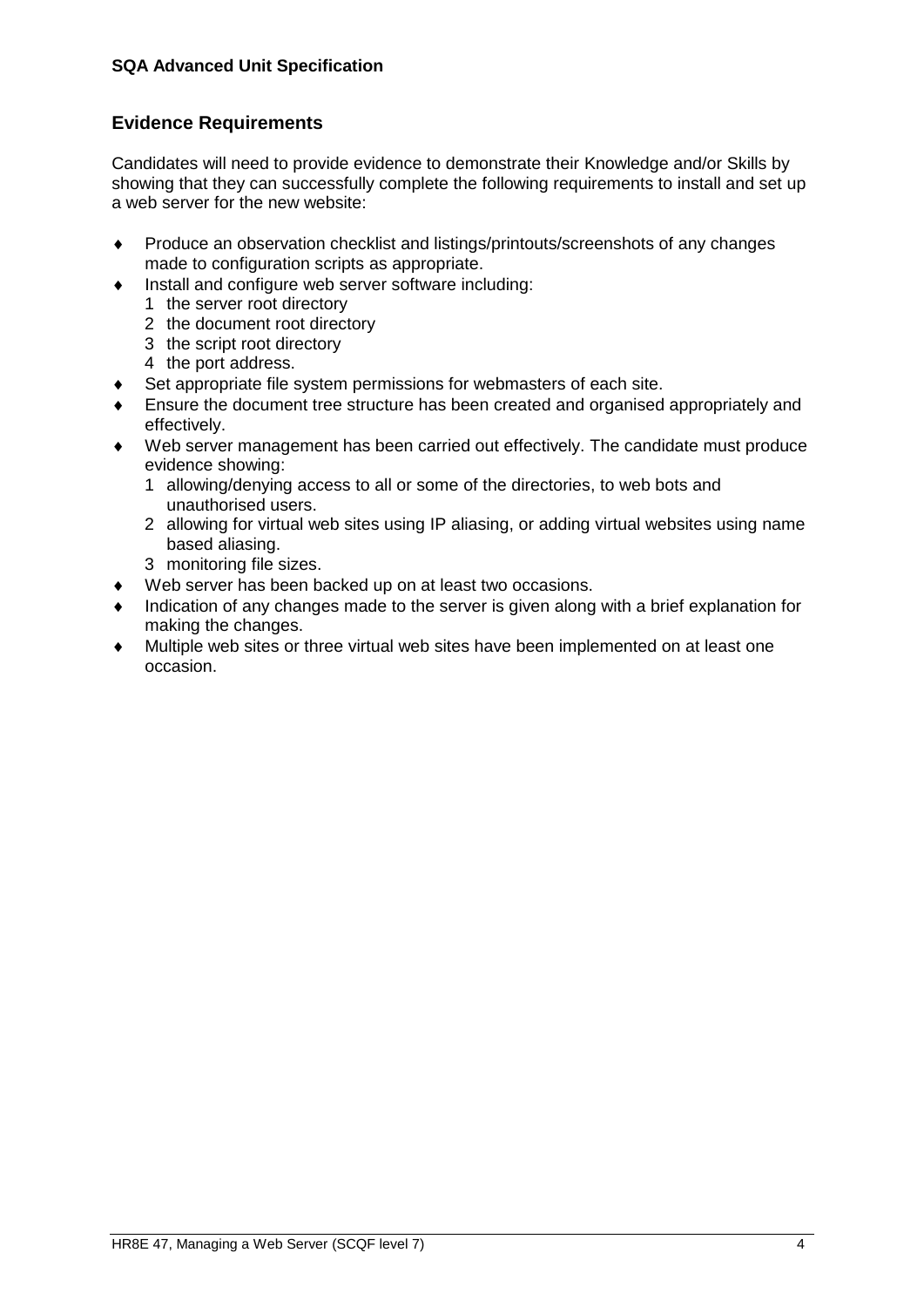## Evidence Requirements

Candidates will need to provide evidence to demonstrate their Knowledge and/or Skills by showing that they can successfully complete the following requirements to install and set up a web server for the new website:

- Produce an observation checklist and listings/printouts/screenshots of any changes made to configuration scripts as appropriate.
- Install and configure web server software including:
  1. the server root directory
  2. the document root directory
  3. the script root directory
  4. the port address.
- Set appropriate file system permissions for webmasters of each site.
- Ensure the document tree structure has been created and organised appropriately and effectively.
- Web server management has been carried out effectively. The candidate must produce evidence showing:
  1. allowing/denying access to all or some of the directories, to web bots and unauthorised users.
  2. allowing for virtual web sites using IP aliasing, or adding virtual websites using name based aliasing.
  3. monitoring file sizes.
- Web server has been backed up on at least two occasions.
- Indication of any changes made to the server is given along with a brief explanation for making the changes.
- Multiple web sites or three virtual web sites have been implemented on at least one occasion.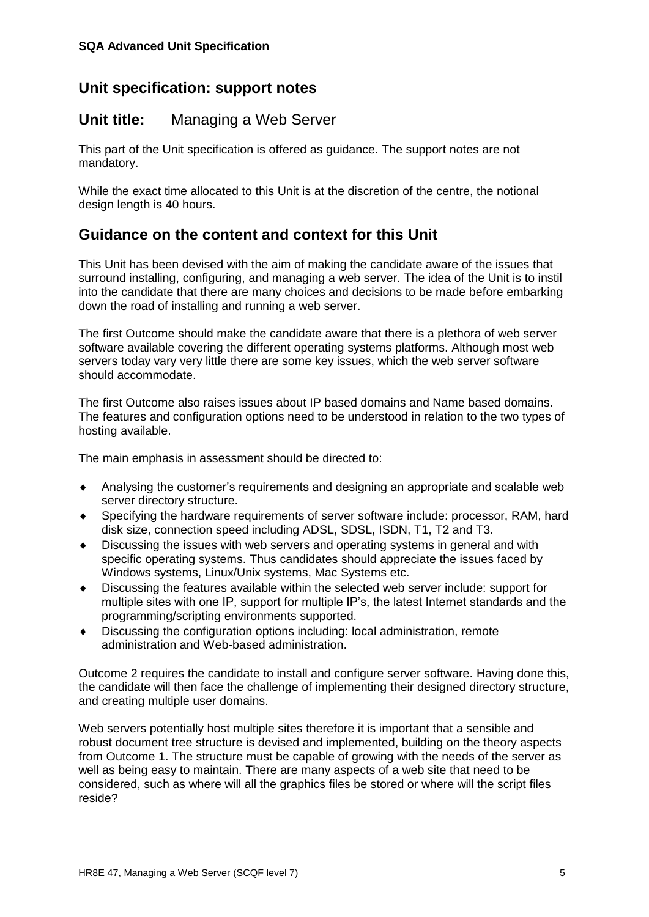## Unit specification: support notes

## Unit title: Managing a Web Server

This part of the Unit specification is offered as guidance. The support notes are not mandatory.

While the exact time allocated to this Unit is at the discretion of the centre, the notional design length is 40 hours.

## Guidance on the content and context for this Unit

This Unit has been devised with the aim of making the candidate aware of the issues that surround installing, configuring, and managing a web server. The idea of the Unit is to instil into the candidate that there are many choices and decisions to be made before embarking down the road of installing and running a web server.

The first Outcome should make the candidate aware that there is a plethora of web server software available covering the different operating systems platforms. Although most web servers today vary very little there are some key issues, which the web server software should accommodate.

The first Outcome also raises issues about IP based domains and Name based domains. The features and configuration options need to be understood in relation to the two types of hosting available.

The main emphasis in assessment should be directed to:

- Analysing the customer's requirements and designing an appropriate and scalable web server directory structure.
- Specifying the hardware requirements of server software include: processor, RAM, hard disk size, connection speed including ADSL, SDSL, ISDN, T1, T2 and T3.
- Discussing the issues with web servers and operating systems in general and with specific operating systems. Thus candidates should appreciate the issues faced by Windows systems, Linux/Unix systems, Mac Systems etc.
- Discussing the features available within the selected web server include: support for multiple sites with one IP, support for multiple IP's, the latest Internet standards and the programming/scripting environments supported.
- Discussing the configuration options including: local administration, remote administration and Web-based administration.

Outcome 2 requires the candidate to install and configure server software. Having done this, the candidate will then face the challenge of implementing their designed directory structure, and creating multiple user domains.

Web servers potentially host multiple sites therefore it is important that a sensible and robust document tree structure is devised and implemented, building on the theory aspects from Outcome 1. The structure must be capable of growing with the needs of the server as well as being easy to maintain. There are many aspects of a web site that need to be considered, such as where will all the graphics files be stored or where will the script files reside?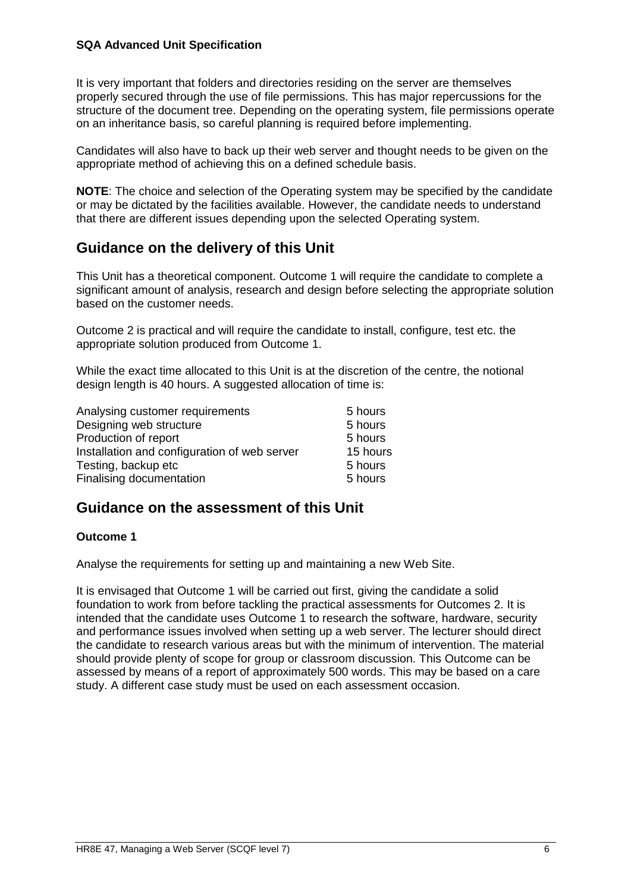It is very important that folders and directories residing on the server are themselves properly secured through the use of file permissions. This has major repercussions for the structure of the document tree. Depending on the operating system, file permissions operate on an inheritance basis, so careful planning is required before implementing.

Candidates will also have to back up their web server and thought needs to be given on the appropriate method of achieving this on a defined schedule basis.

**NOTE**: The choice and selection of the Operating system may be specified by the candidate or may be dictated by the facilities available. However, the candidate needs to understand that there are different issues depending upon the selected Operating system.

## Guidance on the delivery of this Unit

This Unit has a theoretical component. Outcome 1 will require the candidate to complete a significant amount of analysis, research and design before selecting the appropriate solution based on the customer needs.

Outcome 2 is practical and will require the candidate to install, configure, test etc. the appropriate solution produced from Outcome 1.

While the exact time allocated to this Unit is at the discretion of the centre, the notional design length is 40 hours. A suggested allocation of time is:

| | |
|---|---|
| Analysing customer requirements | 5 hours |
| Designing web structure | 5 hours |
| Production of report | 5 hours |
| Installation and configuration of web server | 15 hours |
| Testing, backup etc | 5 hours |
| Finalising documentation | 5 hours |

## Guidance on the assessment of this Unit

### Outcome 1

Analyse the requirements for setting up and maintaining a new Web Site.

It is envisaged that Outcome 1 will be carried out first, giving the candidate a solid foundation to work from before tackling the practical assessments for Outcomes 2. It is intended that the candidate uses Outcome 1 to research the software, hardware, security and performance issues involved when setting up a web server. The lecturer should direct the candidate to research various areas but with the minimum of intervention. The material should provide plenty of scope for group or classroom discussion. This Outcome can be assessed by means of a report of approximately 500 words. This may be based on a care study. A different case study must be used on each assessment occasion.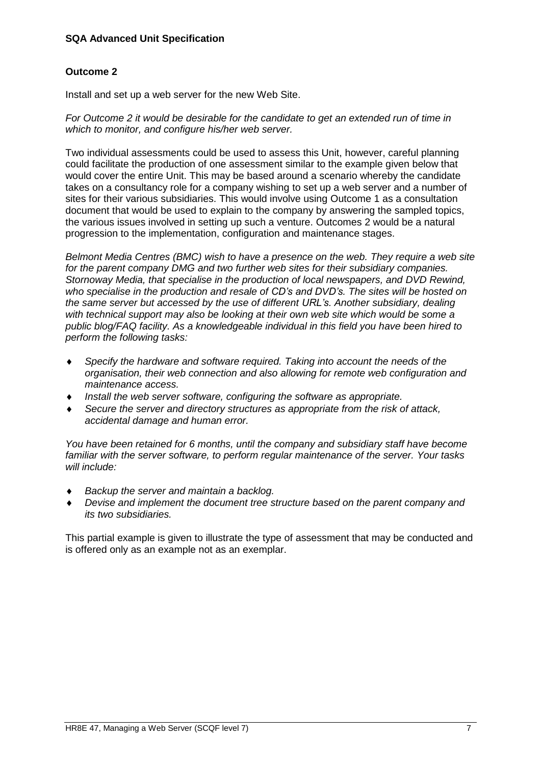**Outcome 2**

Install and set up a web server for the new Web Site.

*For Outcome 2 it would be desirable for the candidate to get an extended run of time in which to monitor, and configure his/her web server.*

Two individual assessments could be used to assess this Unit, however, careful planning could facilitate the production of one assessment similar to the example given below that would cover the entire Unit. This may be based around a scenario whereby the candidate takes on a consultancy role for a company wishing to set up a web server and a number of sites for their various subsidiaries. This would involve using Outcome 1 as a consultation document that would be used to explain to the company by answering the sampled topics, the various issues involved in setting up such a venture. Outcomes 2 would be a natural progression to the implementation, configuration and maintenance stages.

*Belmont Media Centres (BMC) wish to have a presence on the web. They require a web site for the parent company DMG and two further web sites for their subsidiary companies. Stornoway Media, that specialise in the production of local newspapers, and DVD Rewind, who specialise in the production and resale of CD's and DVD's. The sites will be hosted on the same server but accessed by the use of different URL's. Another subsidiary, dealing with technical support may also be looking at their own web site which would be some a public blog/FAQ facility. As a knowledgeable individual in this field you have been hired to perform the following tasks:*

- *Specify the hardware and software required. Taking into account the needs of the organisation, their web connection and also allowing for remote web configuration and maintenance access.*
- *Install the web server software, configuring the software as appropriate.*
- *Secure the server and directory structures as appropriate from the risk of attack, accidental damage and human error.*

*You have been retained for 6 months, until the company and subsidiary staff have become familiar with the server software, to perform regular maintenance of the server. Your tasks will include:*

- *Backup the server and maintain a backlog.*
- *Devise and implement the document tree structure based on the parent company and its two subsidiaries.*

This partial example is given to illustrate the type of assessment that may be conducted and is offered only as an example not as an exemplar.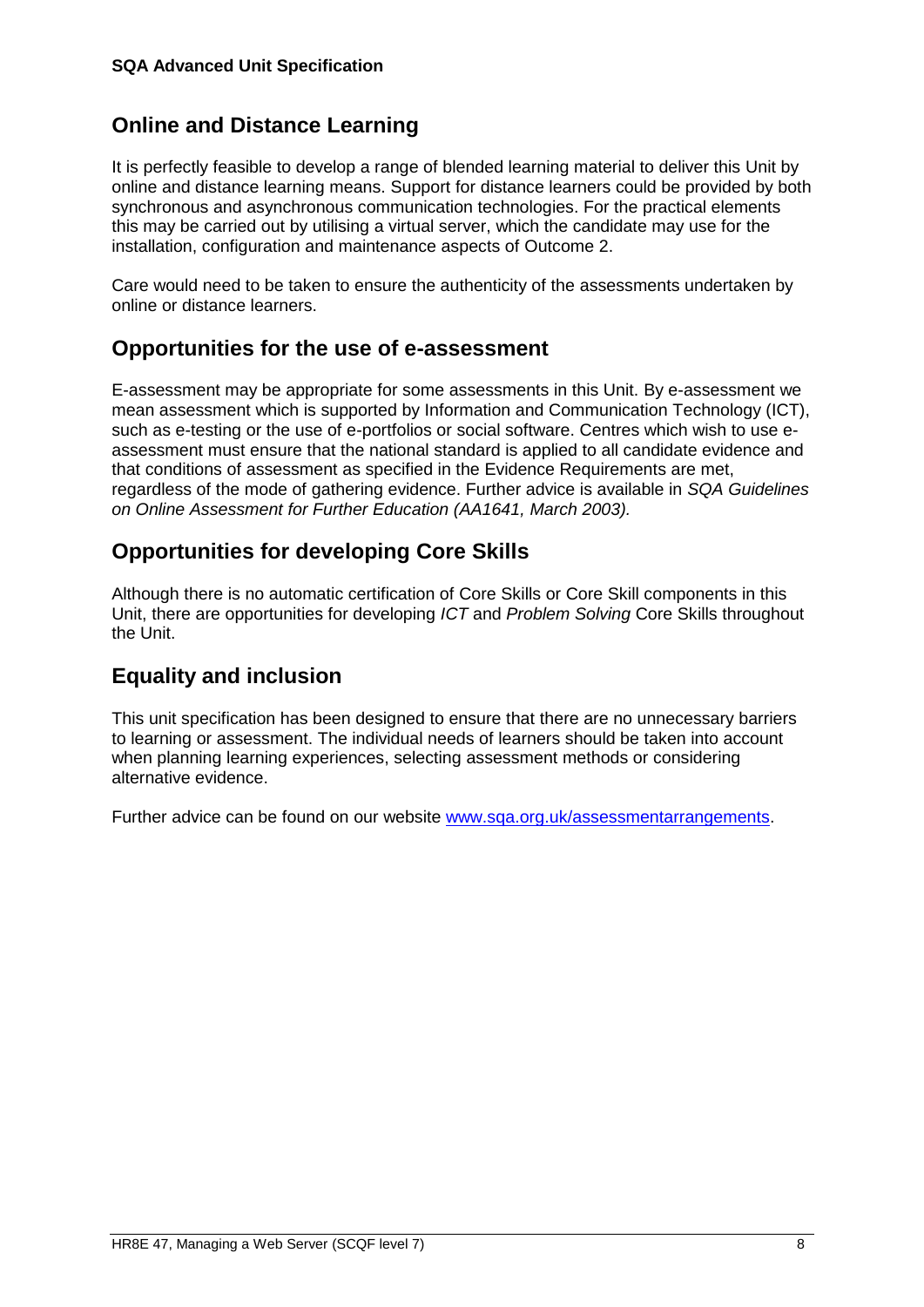## Online and Distance Learning

It is perfectly feasible to develop a range of blended learning material to deliver this Unit by online and distance learning means. Support for distance learners could be provided by both synchronous and asynchronous communication technologies. For the practical elements this may be carried out by utilising a virtual server, which the candidate may use for the installation, configuration and maintenance aspects of Outcome 2.

Care would need to be taken to ensure the authenticity of the assessments undertaken by online or distance learners.

## Opportunities for the use of e-assessment

E-assessment may be appropriate for some assessments in this Unit. By e-assessment we mean assessment which is supported by Information and Communication Technology (ICT), such as e-testing or the use of e-portfolios or social software. Centres which wish to use e-assessment must ensure that the national standard is applied to all candidate evidence and that conditions of assessment as specified in the Evidence Requirements are met, regardless of the mode of gathering evidence. Further advice is available in *SQA Guidelines on Online Assessment for Further Education (AA1641, March 2003).*

## Opportunities for developing Core Skills

Although there is no automatic certification of Core Skills or Core Skill components in this Unit, there are opportunities for developing *ICT* and *Problem Solving* Core Skills throughout the Unit.

## Equality and inclusion

This unit specification has been designed to ensure that there are no unnecessary barriers to learning or assessment. The individual needs of learners should be taken into account when planning learning experiences, selecting assessment methods or considering alternative evidence.

Further advice can be found on our website [www.sqa.org.uk/assessmentarrangements](www.sqa.org.uk/assessmentarrangements).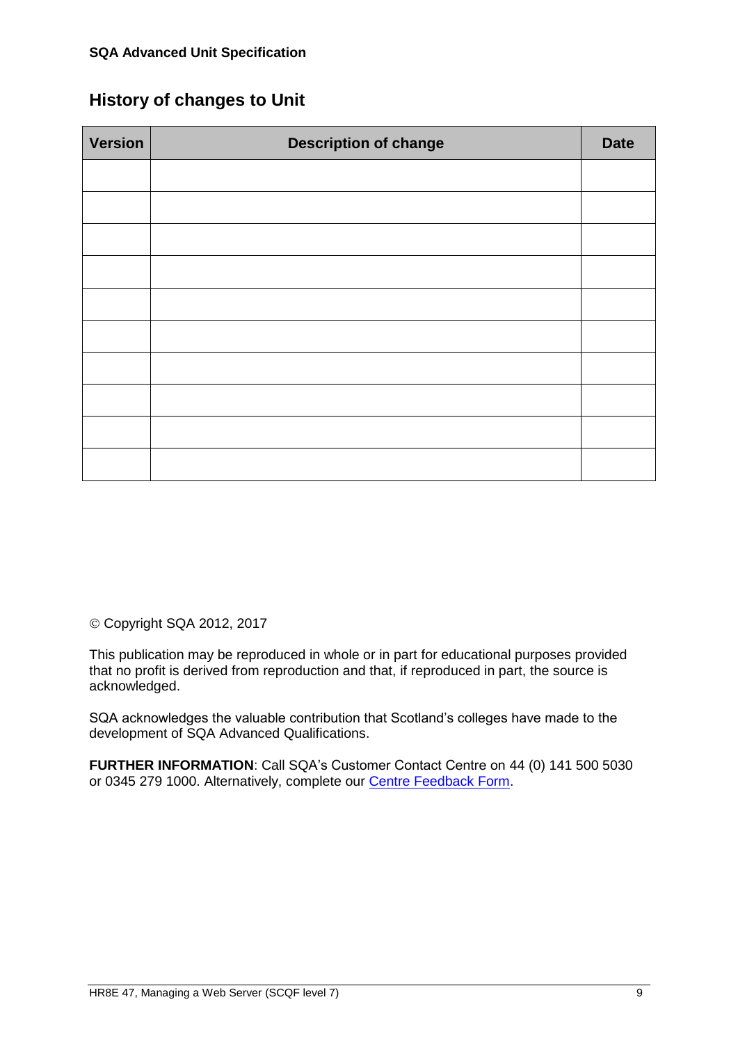## History of changes to Unit

| Version | Description of change | Date |
| --- | --- | --- |
| | | |
| | | |
| | | |
| | | |
| | | |
| | | |
| | | |
| | | |
| | | |
| | | |

© Copyright SQA 2012, 2017

This publication may be reproduced in whole or in part for educational purposes provided that no profit is derived from reproduction and that, if reproduced in part, the source is acknowledged.

SQA acknowledges the valuable contribution that Scotland's colleges have made to the development of SQA Advanced Qualifications.

**FURTHER INFORMATION**: Call SQA's Customer Contact Centre on 44 (0) 141 500 5030 or 0345 279 1000. Alternatively, complete our Centre Feedback Form.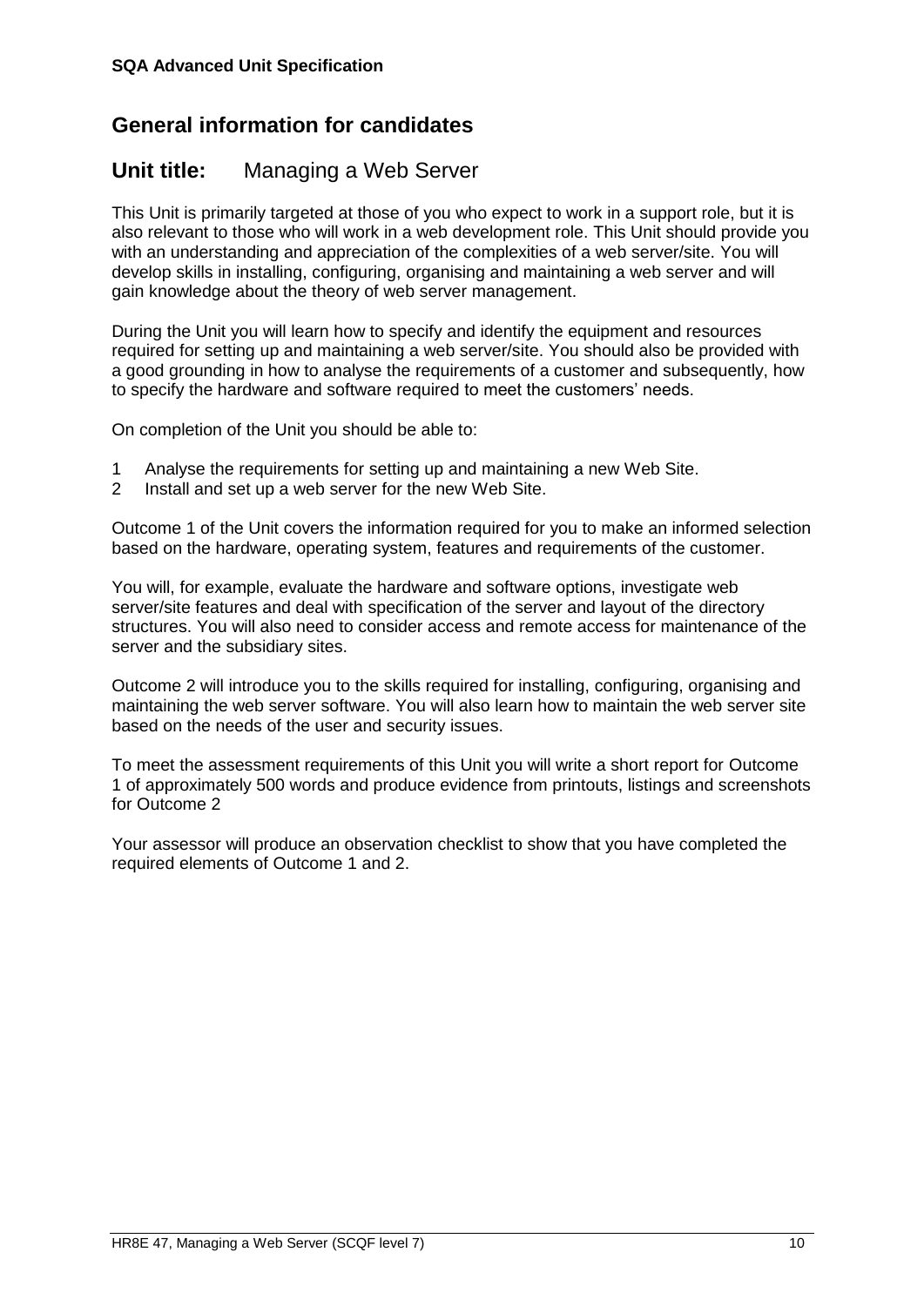## General information for candidates

## Unit title: Managing a Web Server

This Unit is primarily targeted at those of you who expect to work in a support role, but it is also relevant to those who will work in a web development role. This Unit should provide you with an understanding and appreciation of the complexities of a web server/site. You will develop skills in installing, configuring, organising and maintaining a web server and will gain knowledge about the theory of web server management.

During the Unit you will learn how to specify and identify the equipment and resources required for setting up and maintaining a web server/site. You should also be provided with a good grounding in how to analyse the requirements of a customer and subsequently, how to specify the hardware and software required to meet the customers' needs.

On completion of the Unit you should be able to:

1. Analyse the requirements for setting up and maintaining a new Web Site.
2. Install and set up a web server for the new Web Site.

Outcome 1 of the Unit covers the information required for you to make an informed selection based on the hardware, operating system, features and requirements of the customer.

You will, for example, evaluate the hardware and software options, investigate web server/site features and deal with specification of the server and layout of the directory structures. You will also need to consider access and remote access for maintenance of the server and the subsidiary sites.

Outcome 2 will introduce you to the skills required for installing, configuring, organising and maintaining the web server software. You will also learn how to maintain the web server site based on the needs of the user and security issues.

To meet the assessment requirements of this Unit you will write a short report for Outcome 1 of approximately 500 words and produce evidence from printouts, listings and screenshots for Outcome 2

Your assessor will produce an observation checklist to show that you have completed the required elements of Outcome 1 and 2.